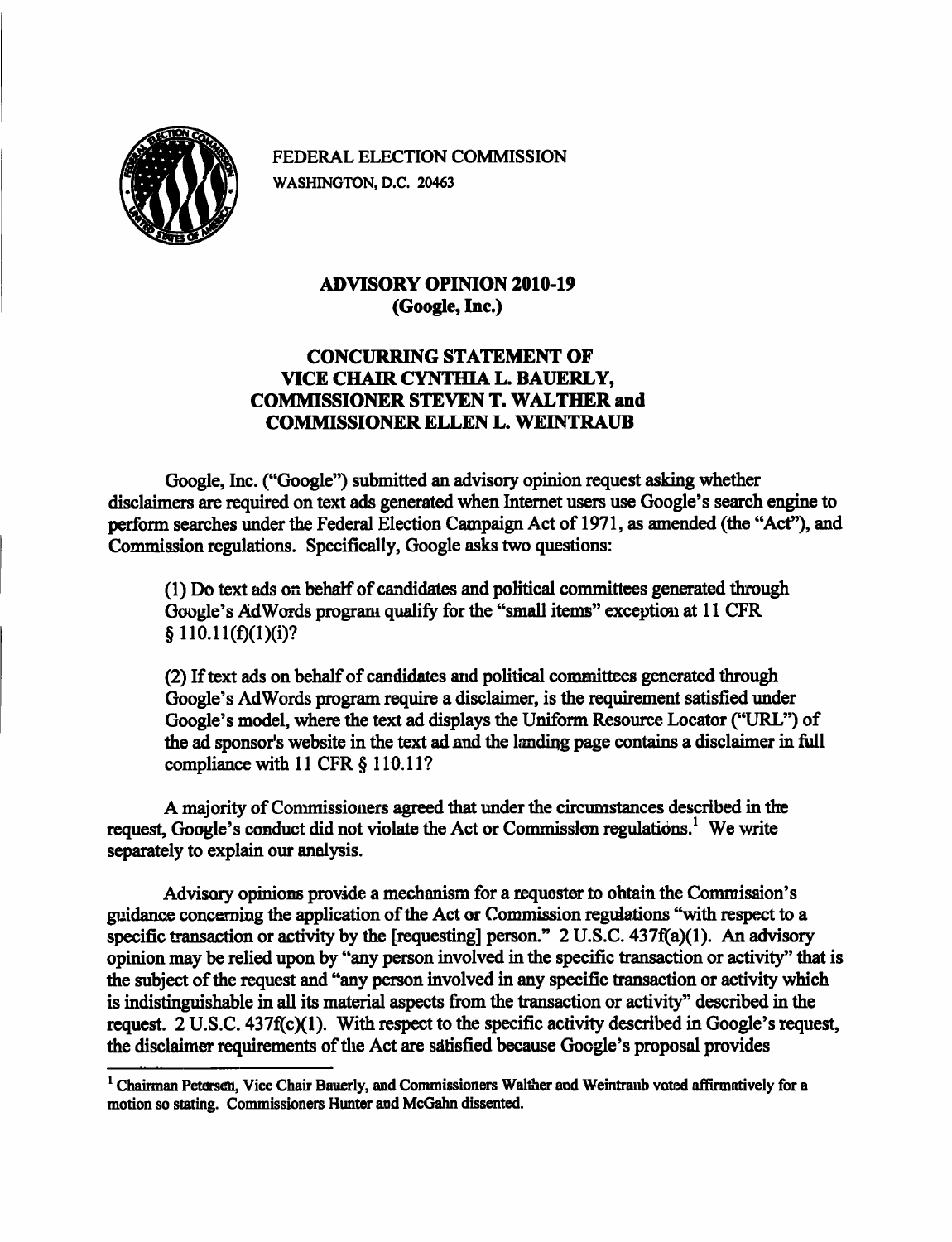FEDERAL ELECTION COMMISSION
WASHINGTON, D.C. 20463

# ADVISORY OPINION 2010-19
# (Google, Inc.)

## CONCURRING STATEMENT OF VICE CHAIR CYNTHIA L. BAUERLY, COMMISSIONER STEVEN T. WALTHER and COMMISSIONER ELLEN L. WEINTRAUB

Google, Inc. ("Google") submitted an advisory opinion request asking whether disclaimers are required on text ads generated when Internet users use Google's search engine to perform searches under the Federal Election Campaign Act of 1971, as amended (the "Act"), and Commission regulations. Specifically, Google asks two questions:

> (1) Do text ads on behalf of candidates and political committees generated through Google's AdWords program qualify for the "small items" exception at 11 CFR § 110.11(f)(1)(i)?
>
> (2) If text ads on behalf of candidates and political committees generated through Google's AdWords program require a disclaimer, is the requirement satisfied under Google's model, where the text ad displays the Uniform Resource Locator ("URL") of the ad sponsor's website in the text ad and the landing page contains a disclaimer in full compliance with 11 CFR § 110.11?

A majority of Commissioners agreed that under the circumstances described in the request, Google's conduct did not violate the Act or Commission regulations.[1] We write separately to explain our analysis.

Advisory opinions provide a mechanism for a requester to obtain the Commission's guidance concerning the application of the Act or Commission regulations "with respect to a specific transaction or activity by the [requesting] person." 2 U.S.C. 437f(a)(1). An advisory opinion may be relied upon by "any person involved in the specific transaction or activity" that is the subject of the request and "any person involved in any specific transaction or activity which is indistinguishable in all its material aspects from the transaction or activity" described in the request. 2 U.S.C. 437f(c)(1). With respect to the specific activity described in Google's request, the disclaimer requirements of the Act are satisfied because Google's proposal provides

---

[1] Chairman Petersen, Vice Chair Bauerly, and Commissioners Walther and Weintraub voted affirmatively for a motion so stating. Commissioners Hunter and McGahn dissented.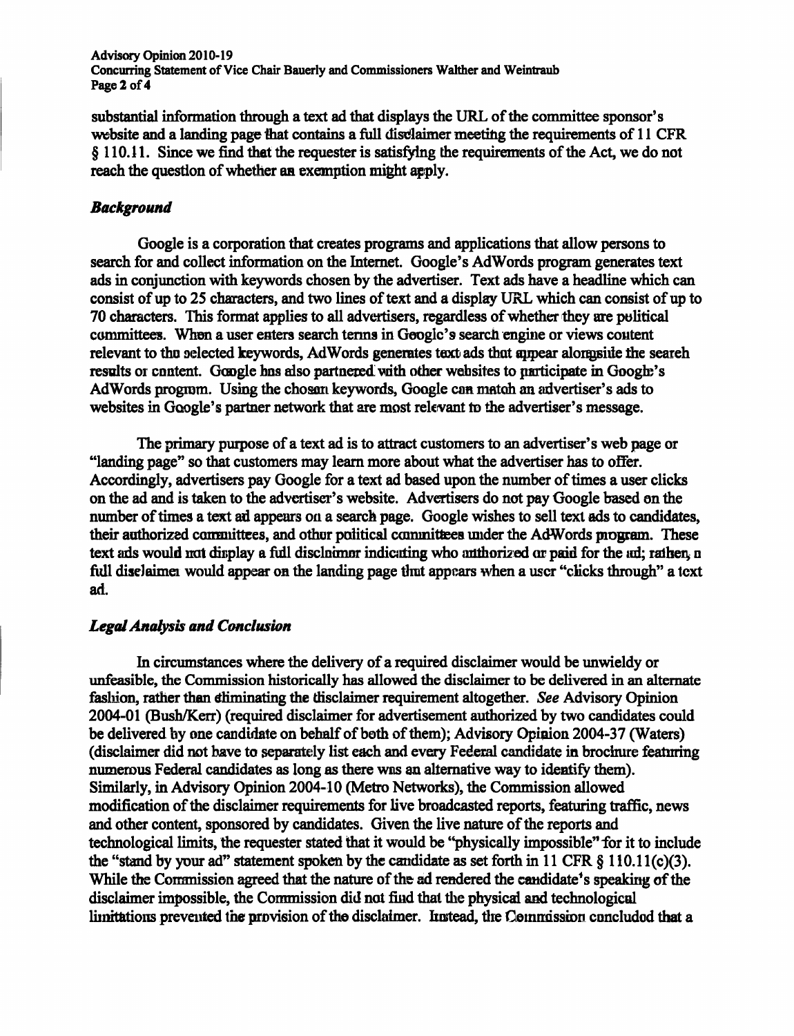substantial information through a text ad that displays the URL of the committee sponsor's website and a landing page that contains a full disclaimer meeting the requirements of 11 CFR § 110.11. Since we find that the requester is satisfying the requirements of the Act, we do not reach the question of whether an exemption might apply.

### *Background*

Google is a corporation that creates programs and applications that allow persons to search for and collect information on the Internet. Google's AdWords program generates text ads in conjunction with keywords chosen by the advertiser. Text ads have a headline which can consist of up to 25 characters, and two lines of text and a display URL which can consist of up to 70 characters. This format applies to all advertisers, regardless of whether they are political committees. When a user enters search terms in Google's search engine or views content relevant to the selected keywords, AdWords generates text ads that appear alongside the search results or content. Google has also partnered with other websites to participate in Google's AdWords program. Using the chosen keywords, Google can match an advertiser's ads to websites in Google's partner network that are most relevant to the advertiser's message.

The primary purpose of a text ad is to attract customers to an advertiser's web page or "landing page" so that customers may learn more about what the advertiser has to offer. Accordingly, advertisers pay Google for a text ad based upon the number of times a user clicks on the ad and is taken to the advertiser's website. Advertisers do not pay Google based on the number of times a text ad appears on a search page. Google wishes to sell text ads to candidates, their authorized committees, and other political committees under the AdWords program. These text ads would not display a full disclaimer indicating who authorized or paid for the ad; rather, a full disclaimer would appear on the landing page that appears when a user "clicks through" a text ad.

### *Legal Analysis and Conclusion*

In circumstances where the delivery of a required disclaimer would be unwieldy or unfeasible, the Commission historically has allowed the disclaimer to be delivered in an alternate fashion, rather than eliminating the disclaimer requirement altogether. *See* Advisory Opinion 2004-01 (Bush/Kerr) (required disclaimer for advertisement authorized by two candidates could be delivered by one candidate on behalf of both of them); Advisory Opinion 2004-37 (Waters) (disclaimer did not have to separately list each and every Federal candidate in brochure featuring numerous Federal candidates as long as there was an alternative way to identify them). Similarly, in Advisory Opinion 2004-10 (Metro Networks), the Commission allowed modification of the disclaimer requirements for live broadcasted reports, featuring traffic, news and other content, sponsored by candidates. Given the live nature of the reports and technological limits, the requester stated that it would be "physically impossible" for it to include the "stand by your ad" statement spoken by the candidate as set forth in 11 CFR § 110.11(c)(3). While the Commission agreed that the nature of the ad rendered the candidate's speaking of the disclaimer impossible, the Commission did not find that the physical and technological limitations prevented the provision of the disclaimer. Instead, the Commission concluded that a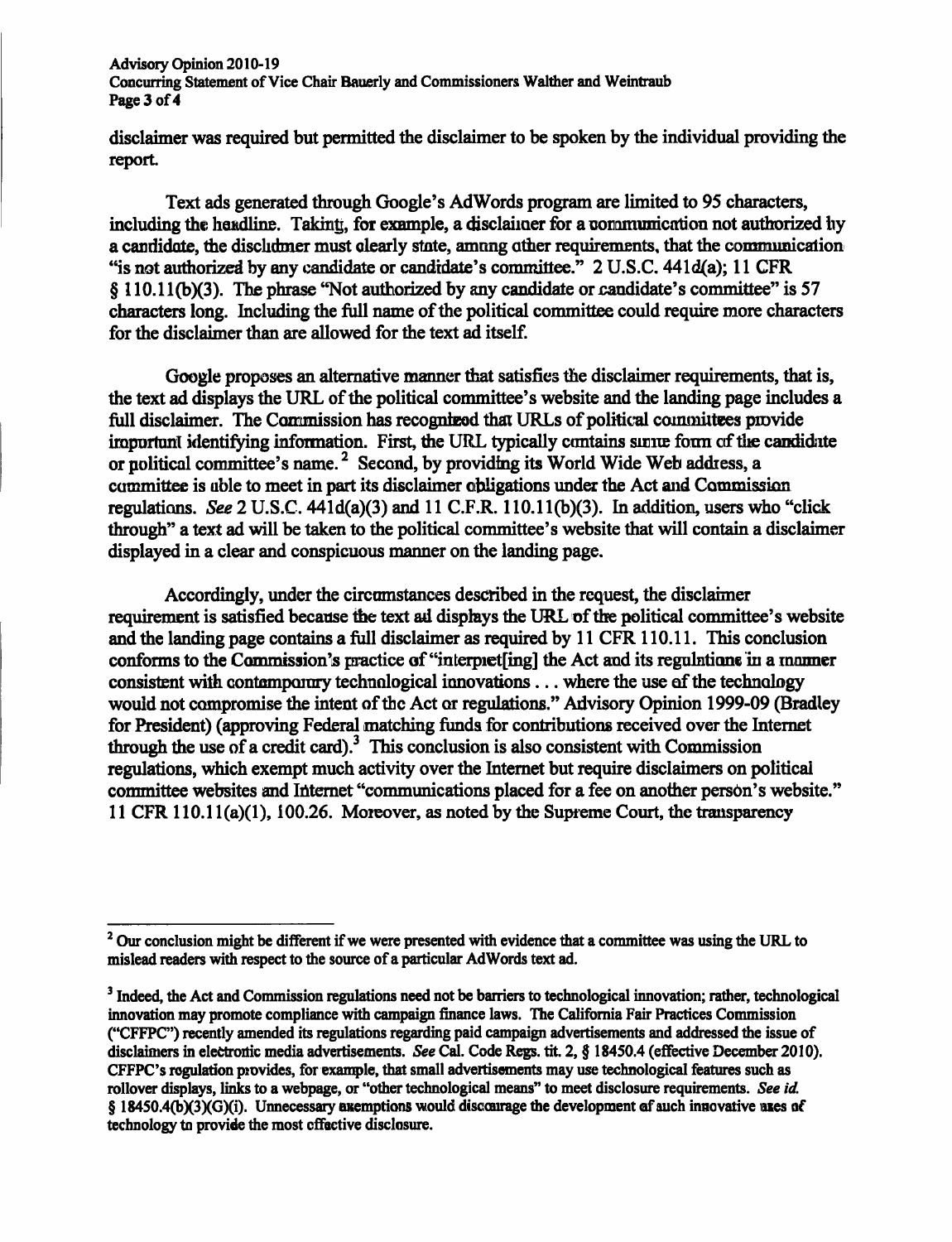disclaimer was required but permitted the disclaimer to be spoken by the individual providing the report.

Text ads generated through Google's AdWords program are limited to 95 characters, including the headline. Taking, for example, a disclaimer for a communication not authorized by a candidate, the disclaimer must clearly state, among other requirements, that the communication "is not authorized by any candidate or candidate's committee." 2 U.S.C. 441d(a); 11 CFR § 110.11(b)(3). The phrase "Not authorized by any candidate or candidate's committee" is 57 characters long. Including the full name of the political committee could require more characters for the disclaimer than are allowed for the text ad itself.

Google proposes an alternative manner that satisfies the disclaimer requirements, that is, the text ad displays the URL of the political committee's website and the landing page includes a full disclaimer. The Commission has recognized that URLs of political committees provide important identifying information. First, the URL typically contains some form of the candidate or political committee's name.[2] Second, by providing its World Wide Web address, a committee is able to meet in part its disclaimer obligations under the Act and Commission regulations. *See* 2 U.S.C. 441d(a)(3) and 11 C.F.R. 110.11(b)(3). In addition, users who "click through" a text ad will be taken to the political committee's website that will contain a disclaimer displayed in a clear and conspicuous manner on the landing page.

Accordingly, under the circumstances described in the request, the disclaimer requirement is satisfied because the text ad displays the URL of the political committee's website and the landing page contains a full disclaimer as required by 11 CFR 110.11. This conclusion conforms to the Commission's practice of "interpret[ing] the Act and its regulations in a manner consistent with contemporary technological innovations . . . where the use of the technology would not compromise the intent of the Act or regulations." Advisory Opinion 1999-09 (Bradley for President) (approving Federal matching funds for contributions received over the Internet through the use of a credit card).[3] This conclusion is also consistent with Commission regulations, which exempt much activity over the Internet but require disclaimers on political committee websites and Internet "communications placed for a fee on another person's website." 11 CFR 110.11(a)(1), 100.26. Moreover, as noted by the Supreme Court, the transparency

---

[2] Our conclusion might be different if we were presented with evidence that a committee was using the URL to mislead readers with respect to the source of a particular AdWords text ad.

[3] Indeed, the Act and Commission regulations need not be barriers to technological innovation; rather, technological innovation may promote compliance with campaign finance laws. The California Fair Practices Commission ("CFFPC") recently amended its regulations regarding paid campaign advertisements and addressed the issue of disclaimers in electronic media advertisements. *See* Cal. Code Regs. tit. 2, § 18450.4 (effective December 2010). CFFPC's regulation provides, for example, that small advertisements may use technological features such as rollover displays, links to a webpage, or "other technological means" to meet disclosure requirements. *See id.* § 18450.4(b)(3)(G)(i). Unnecessary exemptions would discourage the development of such innovative uses of technology to provide the most effective disclosure.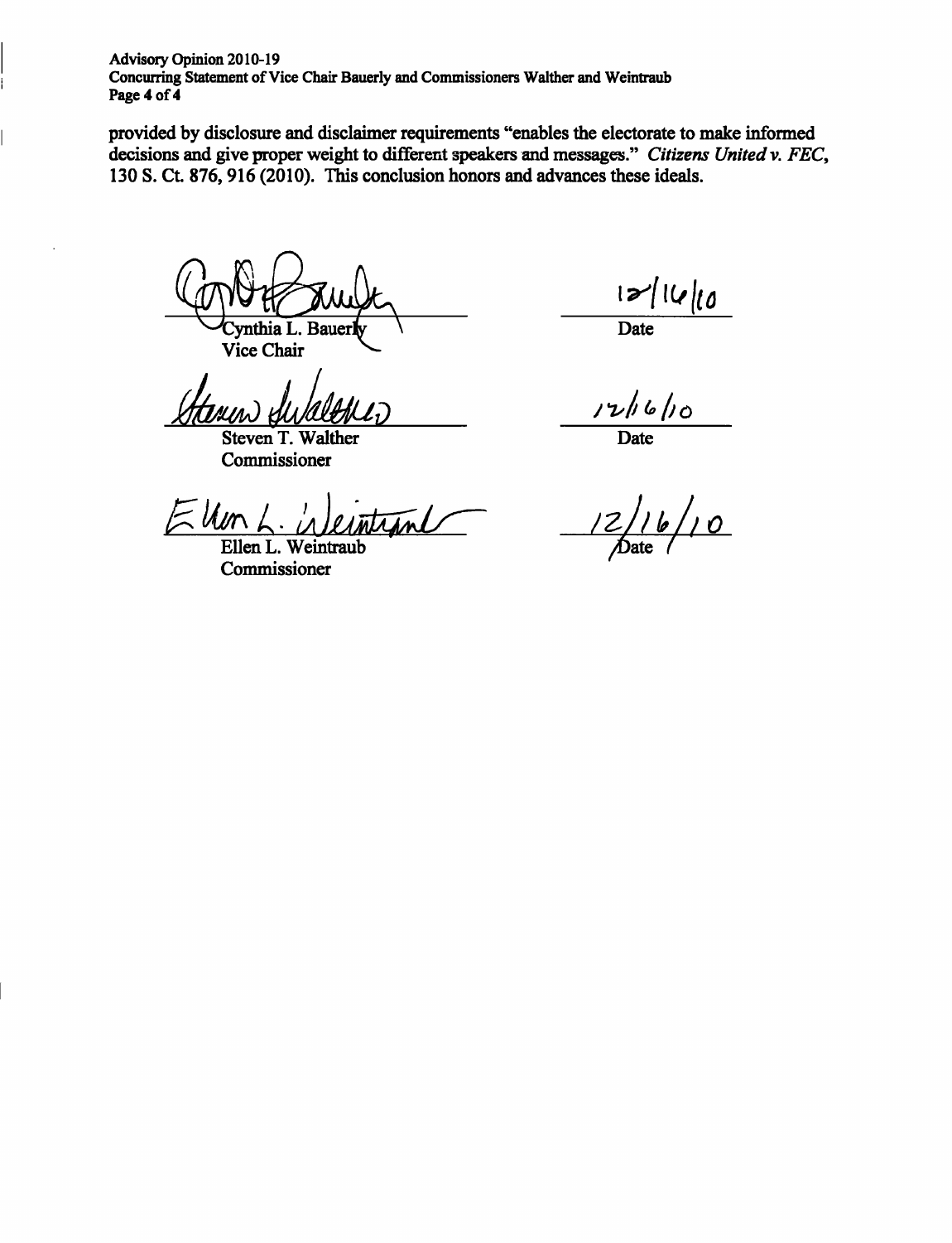provided by disclosure and disclaimer requirements "enables the electorate to make informed decisions and give proper weight to different speakers and messages." *Citizens United v. FEC*, 130 S. Ct. 876, 916 (2010). This conclusion honors and advances these ideals.

Cynthia L. Bauerly
Vice Chair

12/16/10
Date

Steven T. Walther
Commissioner

12/16/10
Date

Ellen L. Weintraub
Commissioner

12/16/10
Date